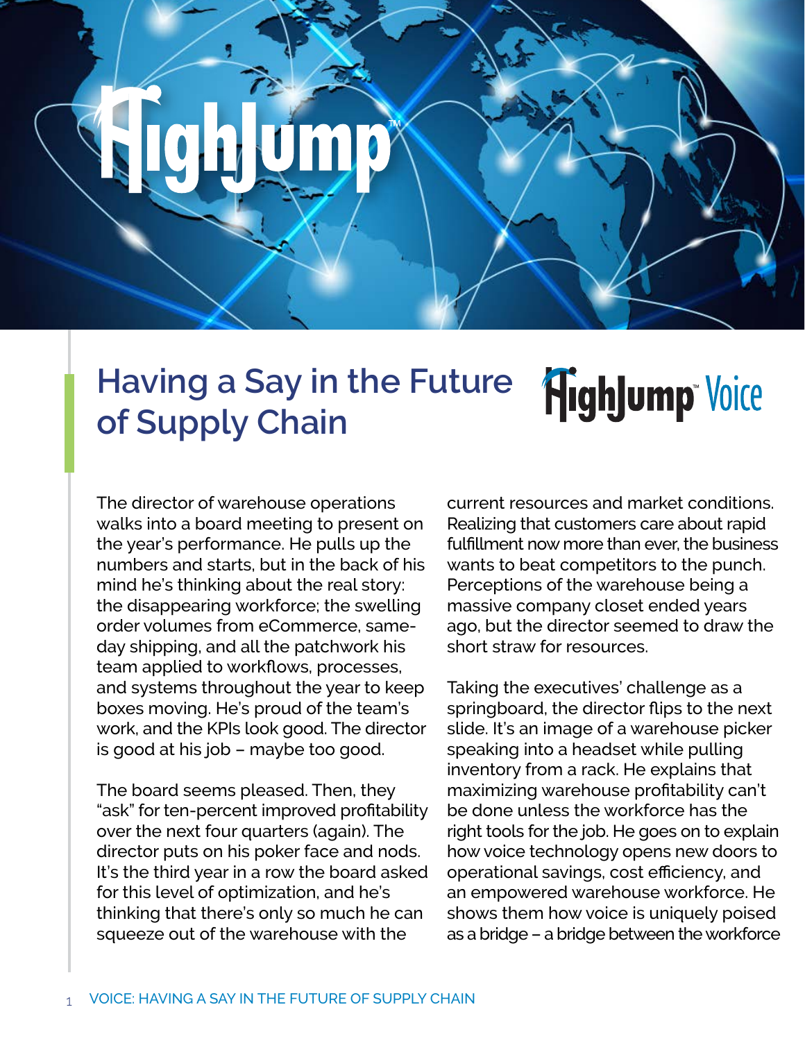# Having a Say in the Future of Supply Chain

The director of warehouse operations walks into a board meeting to present on the year's performance. He pulls up the numbers and starts, but in the back of his mind he's thinking about the real story: the disappearing workforce; the swelling order volumes from eCommerce, same-day shipping, and all the patchwork his team applied to workflows, processes, and systems throughout the year to keep boxes moving. He's proud of the team's work, and the KPIs look good. The director is good at his job – maybe too good.

The board seems pleased. Then, they "ask" for ten-percent improved profitability over the next four quarters (again). The director puts on his poker face and nods. It's the third year in a row the board asked for this level of optimization, and he's thinking that there's only so much he can squeeze out of the warehouse with the current resources and market conditions. Realizing that customers care about rapid fulfillment now more than ever, the business wants to beat competitors to the punch. Perceptions of the warehouse being a massive company closet ended years ago, but the director seemed to draw the short straw for resources.

Taking the executives' challenge as a springboard, the director flips to the next slide. It's an image of a warehouse picker speaking into a headset while pulling inventory from a rack. He explains that maximizing warehouse profitability can't be done unless the workforce has the right tools for the job. He goes on to explain how voice technology opens new doors to operational savings, cost efficiency, and an empowered warehouse workforce. He shows them how voice is uniquely poised as a bridge – a bridge between the workforce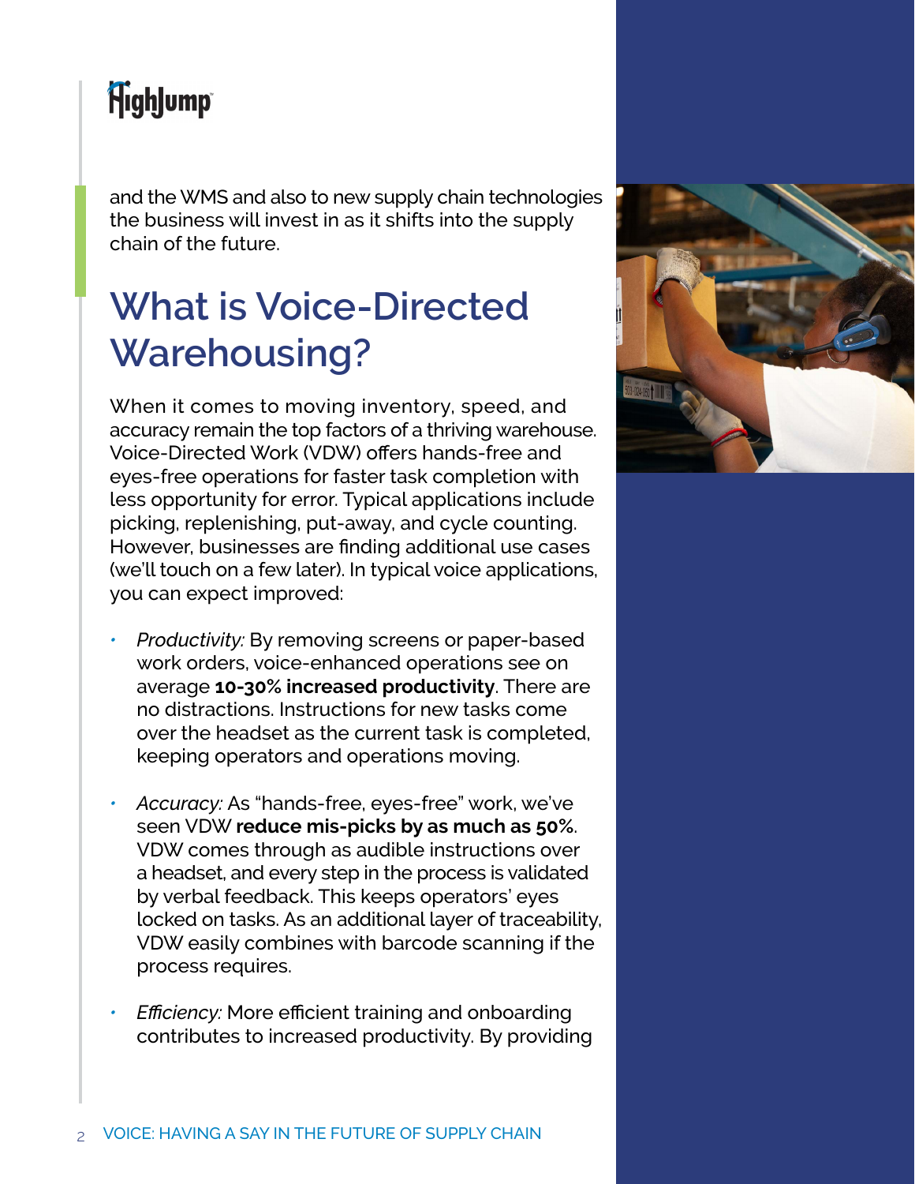and the WMS and also to new supply chain technologies the business will invest in as it shifts into the supply chain of the future.

## What is Voice-Directed Warehousing?

When it comes to moving inventory, speed, and accuracy remain the top factors of a thriving warehouse. Voice-Directed Work (VDW) offers hands-free and eyes-free operations for faster task completion with less opportunity for error. Typical applications include picking, replenishing, put-away, and cycle counting. However, businesses are finding additional use cases (we'll touch on a few later). In typical voice applications, you can expect improved:

- *Productivity:* By removing screens or paper-based work orders, voice-enhanced operations see on average **10-30% increased productivity**. There are no distractions. Instructions for new tasks come over the headset as the current task is completed, keeping operators and operations moving.
- *Accuracy:* As "hands-free, eyes-free" work, we've seen VDW **reduce mis-picks by as much as 50%**. VDW comes through as audible instructions over a headset, and every step in the process is validated by verbal feedback. This keeps operators' eyes locked on tasks. As an additional layer of traceability, VDW easily combines with barcode scanning if the process requires.
- *Efficiency:* More efficient training and onboarding contributes to increased productivity. By providing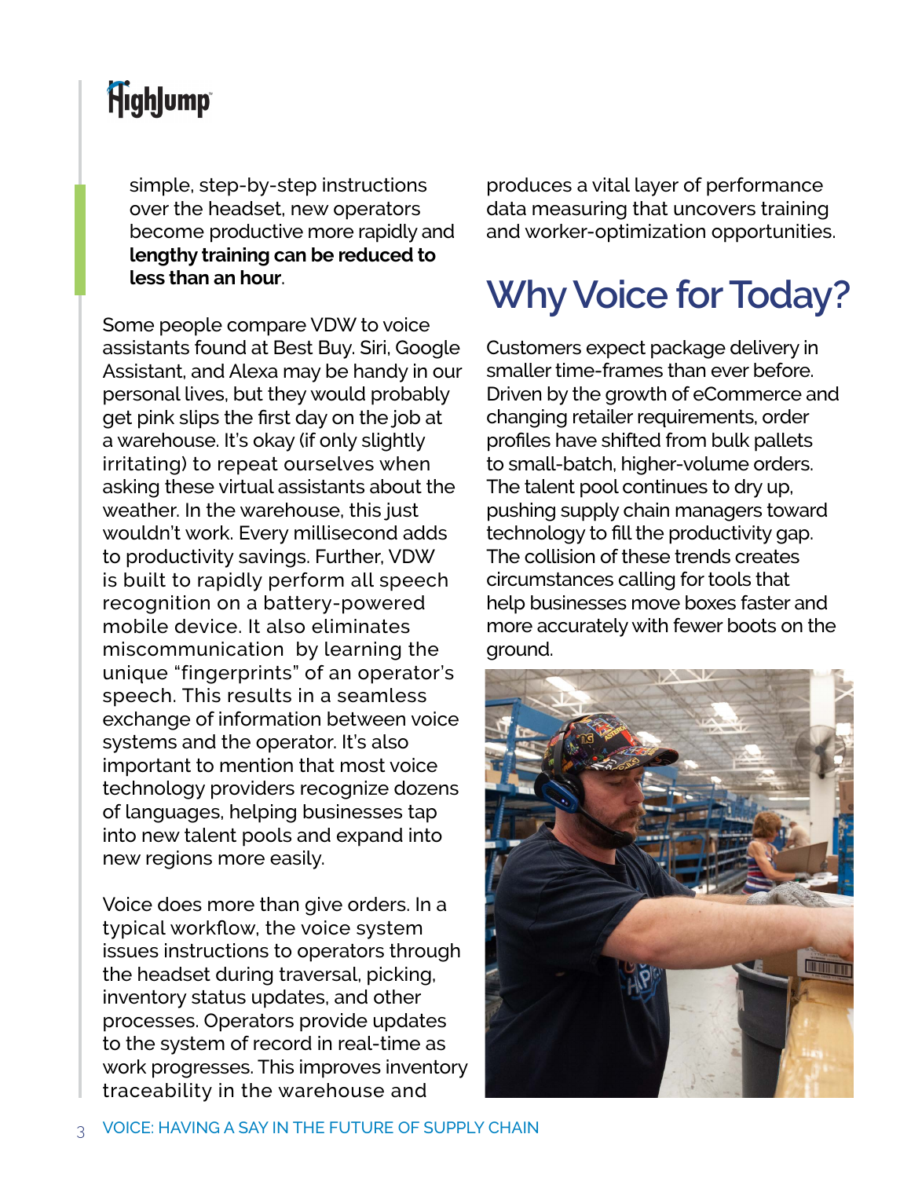simple, step-by-step instructions over the headset, new operators become productive more rapidly and **lengthy training can be reduced to less than an hour**.

Some people compare VDW to voice assistants found at Best Buy. Siri, Google Assistant, and Alexa may be handy in our personal lives, but they would probably get pink slips the first day on the job at a warehouse. It's okay (if only slightly irritating) to repeat ourselves when asking these virtual assistants about the weather. In the warehouse, this just wouldn't work. Every millisecond adds to productivity savings. Further, VDW is built to rapidly perform all speech recognition on a battery-powered mobile device. It also eliminates miscommunication by learning the unique "fingerprints" of an operator's speech. This results in a seamless exchange of information between voice systems and the operator. It's also important to mention that most voice technology providers recognize dozens of languages, helping businesses tap into new talent pools and expand into new regions more easily.

Voice does more than give orders. In a typical workflow, the voice system issues instructions to operators through the headset during traversal, picking, inventory status updates, and other processes. Operators provide updates to the system of record in real-time as work progresses. This improves inventory traceability in the warehouse and produces a vital layer of performance data measuring that uncovers training and worker-optimization opportunities.

## Why Voice for Today?

Customers expect package delivery in smaller time-frames than ever before. Driven by the growth of eCommerce and changing retailer requirements, order profiles have shifted from bulk pallets to small-batch, higher-volume orders. The talent pool continues to dry up, pushing supply chain managers toward technology to fill the productivity gap. The collision of these trends creates circumstances calling for tools that help businesses move boxes faster and more accurately with fewer boots on the ground.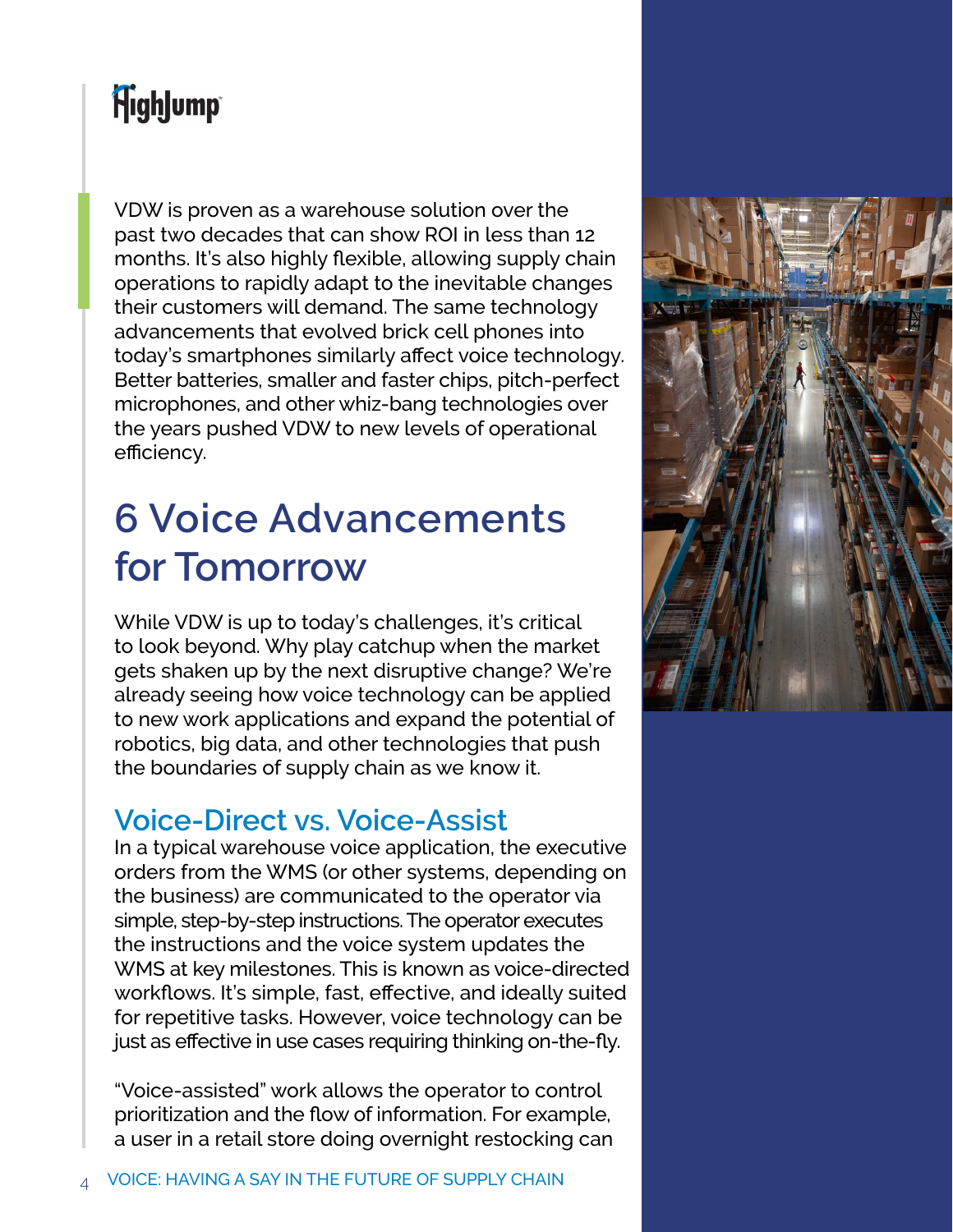VDW is proven as a warehouse solution over the past two decades that can show ROI in less than 12 months. It's also highly flexible, allowing supply chain operations to rapidly adapt to the inevitable changes their customers will demand. The same technology advancements that evolved brick cell phones into today's smartphones similarly affect voice technology. Better batteries, smaller and faster chips, pitch-perfect microphones, and other whiz-bang technologies over the years pushed VDW to new levels of operational efficiency.

# 6 Voice Advancements for Tomorrow

While VDW is up to today's challenges, it's critical to look beyond. Why play catchup when the market gets shaken up by the next disruptive change? We're already seeing how voice technology can be applied to new work applications and expand the potential of robotics, big data, and other technologies that push the boundaries of supply chain as we know it.

## Voice-Direct vs. Voice-Assist

In a typical warehouse voice application, the executive orders from the WMS (or other systems, depending on the business) are communicated to the operator via simple, step-by-step instructions. The operator executes the instructions and the voice system updates the WMS at key milestones. This is known as voice-directed workflows. It's simple, fast, effective, and ideally suited for repetitive tasks. However, voice technology can be just as effective in use cases requiring thinking on-the-fly.

"Voice-assisted" work allows the operator to control prioritization and the flow of information. For example, a user in a retail store doing overnight restocking can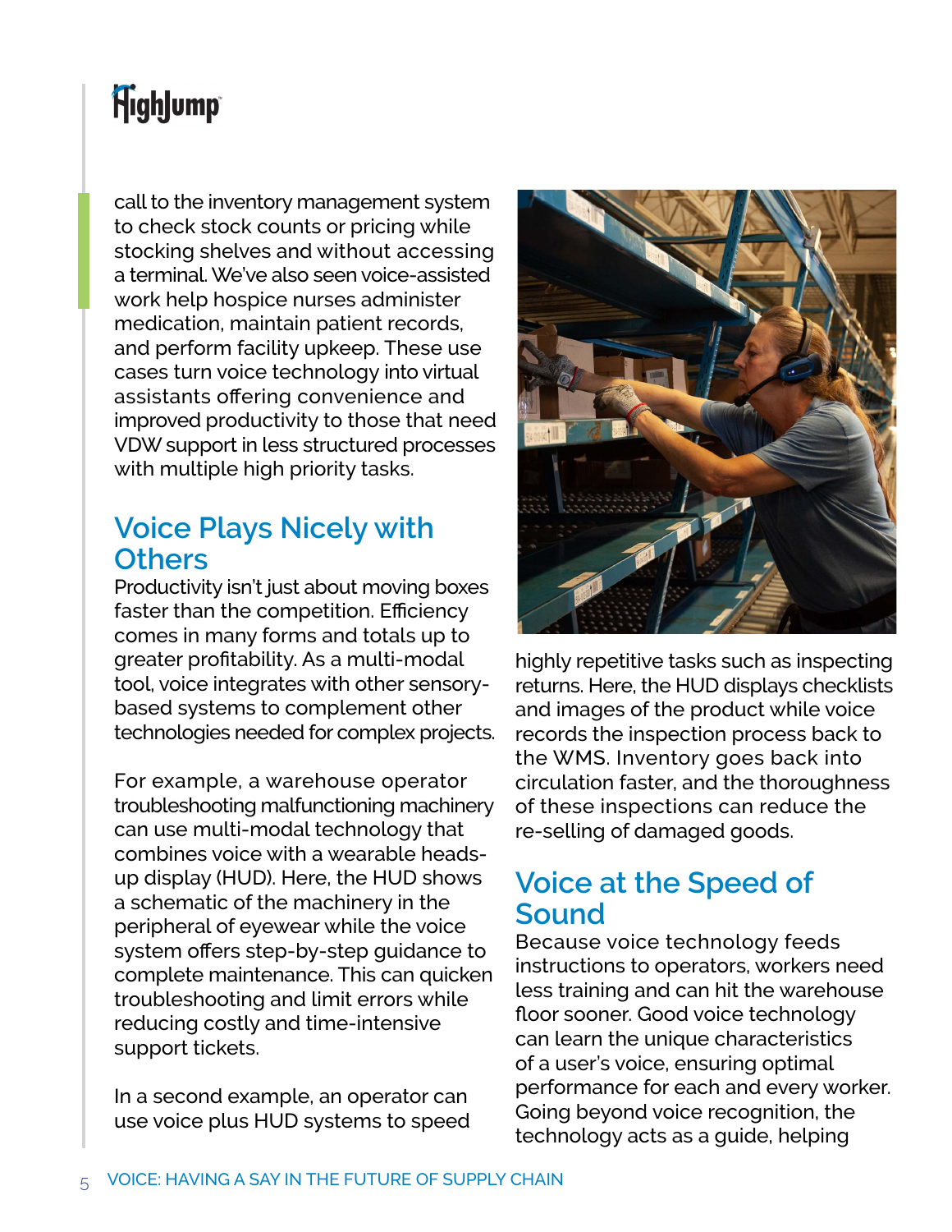call to the inventory management system to check stock counts or pricing while stocking shelves and without accessing a terminal. We've also seen voice-assisted work help hospice nurses administer medication, maintain patient records, and perform facility upkeep. These use cases turn voice technology into virtual assistants offering convenience and improved productivity to those that need VDW support in less structured processes with multiple high priority tasks.

## Voice Plays Nicely with Others

Productivity isn't just about moving boxes faster than the competition. Efficiency comes in many forms and totals up to greater profitability. As a multi-modal tool, voice integrates with other sensory-based systems to complement other technologies needed for complex projects.

For example, a warehouse operator troubleshooting malfunctioning machinery can use multi-modal technology that combines voice with a wearable heads-up display (HUD). Here, the HUD shows a schematic of the machinery in the peripheral of eyewear while the voice system offers step-by-step guidance to complete maintenance. This can quicken troubleshooting and limit errors while reducing costly and time-intensive support tickets.

In a second example, an operator can use voice plus HUD systems to speed highly repetitive tasks such as inspecting returns. Here, the HUD displays checklists and images of the product while voice records the inspection process back to the WMS. Inventory goes back into circulation faster, and the thoroughness of these inspections can reduce the re-selling of damaged goods.

## Voice at the Speed of Sound

Because voice technology feeds instructions to operators, workers need less training and can hit the warehouse floor sooner. Good voice technology can learn the unique characteristics of a user's voice, ensuring optimal performance for each and every worker. Going beyond voice recognition, the technology acts as a guide, helping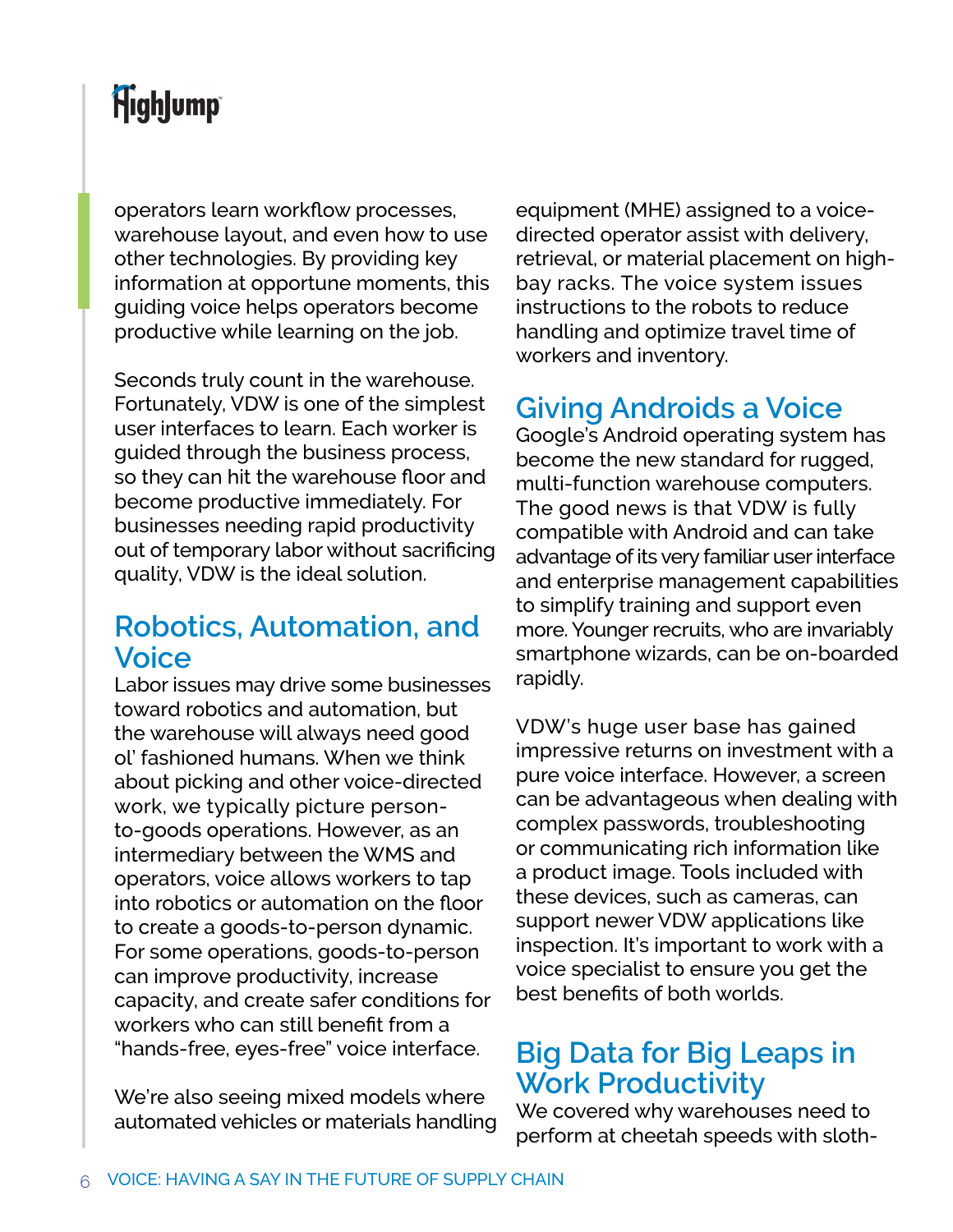operators learn workflow processes, warehouse layout, and even how to use other technologies. By providing key information at opportune moments, this guiding voice helps operators become productive while learning on the job.

Seconds truly count in the warehouse. Fortunately, VDW is one of the simplest user interfaces to learn. Each worker is guided through the business process, so they can hit the warehouse floor and become productive immediately. For businesses needing rapid productivity out of temporary labor without sacrificing quality, VDW is the ideal solution.

## Robotics, Automation, and Voice

Labor issues may drive some businesses toward robotics and automation, but the warehouse will always need good ol' fashioned humans. When we think about picking and other voice-directed work, we typically picture person-to-goods operations. However, as an intermediary between the WMS and operators, voice allows workers to tap into robotics or automation on the floor to create a goods-to-person dynamic. For some operations, goods-to-person can improve productivity, increase capacity, and create safer conditions for workers who can still benefit from a "hands-free, eyes-free" voice interface.

We're also seeing mixed models where automated vehicles or materials handling equipment (MHE) assigned to a voice-directed operator assist with delivery, retrieval, or material placement on high-bay racks. The voice system issues instructions to the robots to reduce handling and optimize travel time of workers and inventory.

## Giving Androids a Voice

Google's Android operating system has become the new standard for rugged, multi-function warehouse computers. The good news is that VDW is fully compatible with Android and can take advantage of its very familiar user interface and enterprise management capabilities to simplify training and support even more. Younger recruits, who are invariably smartphone wizards, can be on-boarded rapidly.

VDW's huge user base has gained impressive returns on investment with a pure voice interface. However, a screen can be advantageous when dealing with complex passwords, troubleshooting or communicating rich information like a product image. Tools included with these devices, such as cameras, can support newer VDW applications like inspection. It's important to work with a voice specialist to ensure you get the best benefits of both worlds.

## Big Data for Big Leaps in Work Productivity

We covered why warehouses need to perform at cheetah speeds with sloth-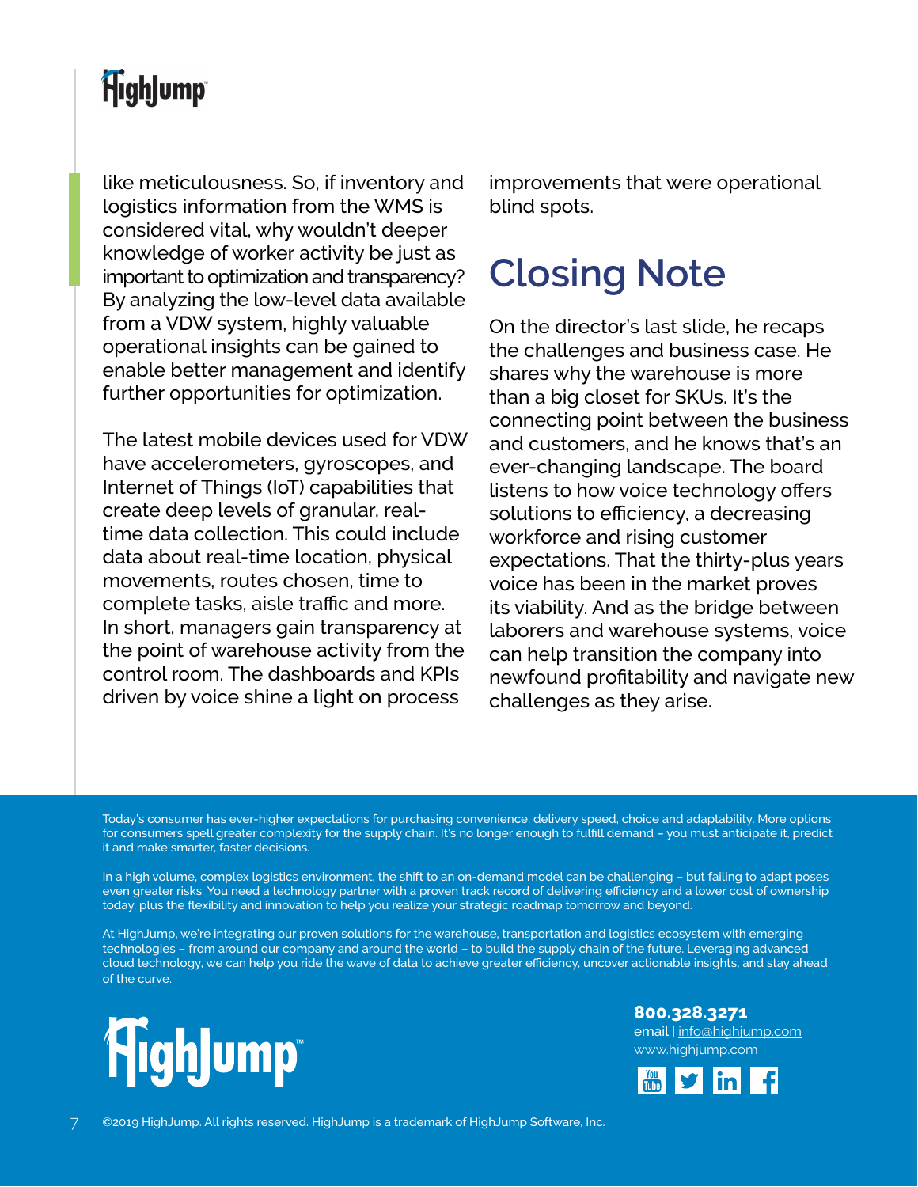like meticulousness. So, if inventory and logistics information from the WMS is considered vital, why wouldn't deeper knowledge of worker activity be just as important to optimization and transparency? By analyzing the low-level data available from a VDW system, highly valuable operational insights can be gained to enable better management and identify further opportunities for optimization.

The latest mobile devices used for VDW have accelerometers, gyroscopes, and Internet of Things (IoT) capabilities that create deep levels of granular, real-time data collection. This could include data about real-time location, physical movements, routes chosen, time to complete tasks, aisle traffic and more. In short, managers gain transparency at the point of warehouse activity from the control room. The dashboards and KPIs driven by voice shine a light on process improvements that were operational blind spots.

## Closing Note

On the director's last slide, he recaps the challenges and business case. He shares why the warehouse is more than a big closet for SKUs. It's the connecting point between the business and customers, and he knows that's an ever-changing landscape. The board listens to how voice technology offers solutions to efficiency, a decreasing workforce and rising customer expectations. That the thirty-plus years voice has been in the market proves its viability. And as the bridge between laborers and warehouse systems, voice can help transition the company into newfound profitability and navigate new challenges as they arise.

Today's consumer has ever-higher expectations for purchasing convenience, delivery speed, choice and adaptability. More options for consumers spell greater complexity for the supply chain. It's no longer enough to fulfill demand – you must anticipate it, predict it and make smarter, faster decisions.

In a high volume, complex logistics environment, the shift to an on-demand model can be challenging – but failing to adapt poses even greater risks. You need a technology partner with a proven track record of delivering efficiency and a lower cost of ownership today, plus the flexibility and innovation to help you realize your strategic roadmap tomorrow and beyond.

At HighJump, we're integrating our proven solutions for the warehouse, transportation and logistics ecosystem with emerging technologies – from around our company and around the world – to build the supply chain of the future. Leveraging advanced cloud technology, we can help you ride the wave of data to achieve greater efficiency, uncover actionable insights, and stay ahead of the curve.

HighJump™

**800.328.3271**
email | info@highjump.com
www.highjump.com

©2019 HighJump. All rights reserved. HighJump is a trademark of HighJump Software, Inc.